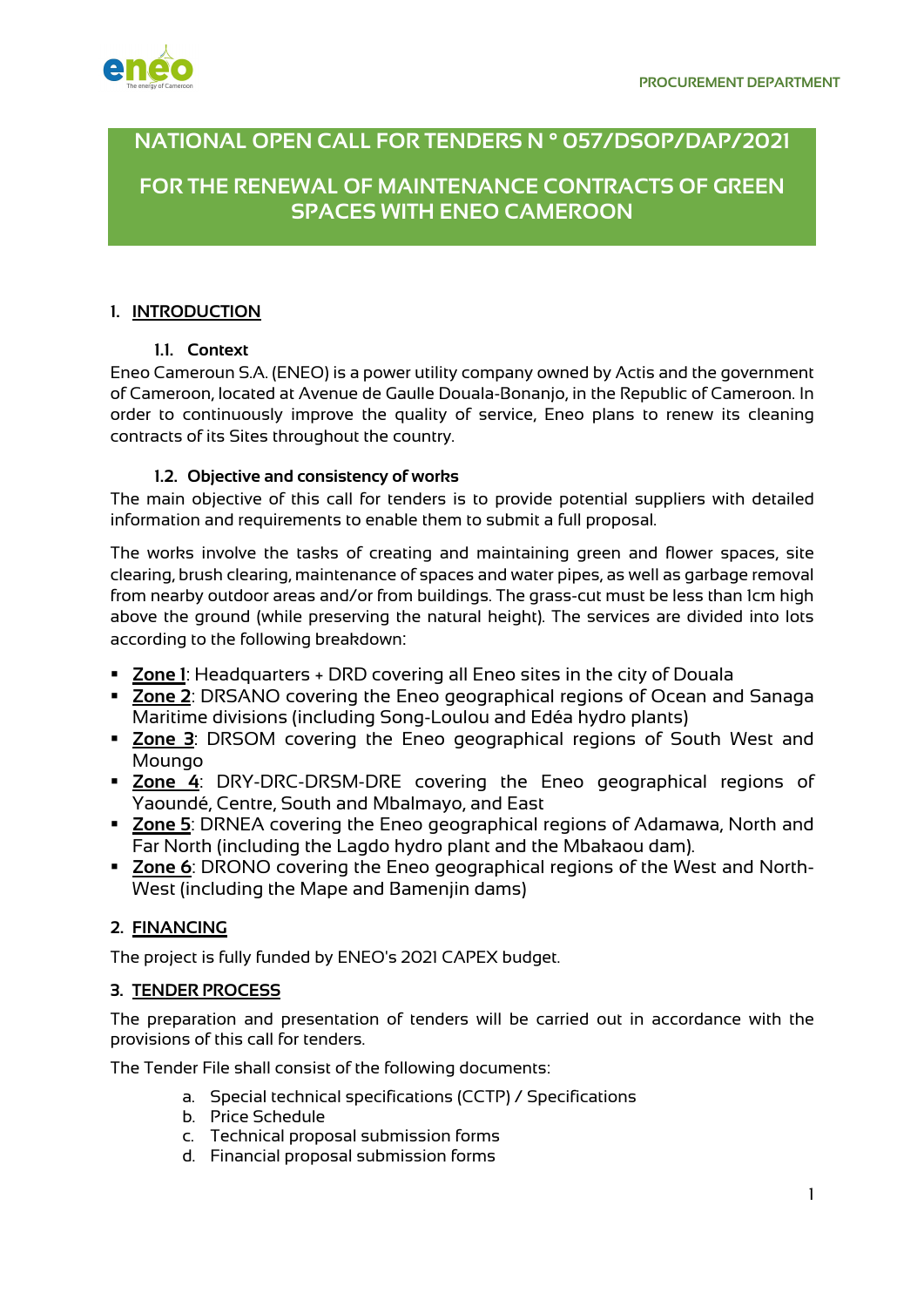PROCUREMENT DEPARTMENT

# NATIONAL OPEN CALL FOR TENDERS N ° 057/DSOP/DAP/2021

# FOR THE RENEWAL OF MAINTENANCE CONTRACTS OF GREEN SPACES WITH ENEO CAMEROON

## 1. INTRODUCTION

### 1.1. Context

Eneo Cameroun S.A. (ENEO) is a power utility company owned by Actis and the government of Cameroon, located at Avenue de Gaulle Douala-Bonanjo, in the Republic of Cameroon. In order to continuously improve the quality of service, Eneo plans to renew its cleaning contracts of its Sites throughout the country.

### 1.2. Objective and consistency of works

The main objective of this call for tenders is to provide potential suppliers with detailed information and requirements to enable them to submit a full proposal.

The works involve the tasks of creating and maintaining green and flower spaces, site clearing, brush clearing, maintenance of spaces and water pipes, as well as garbage removal from nearby outdoor areas and/or from buildings. The grass-cut must be less than 1cm high above the ground (while preserving the natural height). The services are divided into lots according to the following breakdown:

- **Zone 1**: Headquarters + DRD covering all Eneo sites in the city of Douala
- **Zone 2**: DRSANO covering the Eneo geographical regions of Ocean and Sanaga Maritime divisions (including Song-Loulou and Edéa hydro plants)
- **Zone 3**: DRSOM covering the Eneo geographical regions of South West and Moungo
- **Zone 4**: DRY-DRC-DRSM-DRE covering the Eneo geographical regions of Yaoundé, Centre, South and Mbalmayo, and East
- **Zone 5**: DRNEA covering the Eneo geographical regions of Adamawa, North and Far North (including the Lagdo hydro plant and the Mbakaou dam).
- **Zone 6**: DRONO covering the Eneo geographical regions of the West and North-West (including the Mape and Bamenjin dams)

## 2. FINANCING

The project is fully funded by ENEO's 2021 CAPEX budget.

## 3. TENDER PROCESS

The preparation and presentation of tenders will be carried out in accordance with the provisions of this call for tenders.

The Tender File shall consist of the following documents:

a. Special technical specifications (CCTP) / Specifications
b. Price Schedule
c. Technical proposal submission forms
d. Financial proposal submission forms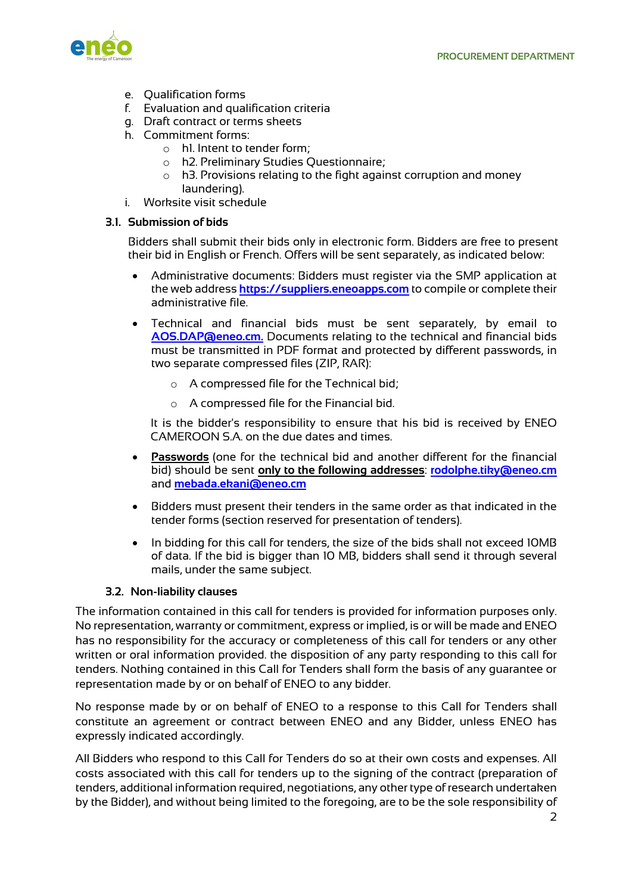e. Qualification forms
f. Evaluation and qualification criteria
g. Draft contract or terms sheets
h. Commitment forms:
    - h1. Intent to tender form;
    - h2. Preliminary Studies Questionnaire;
    - h3. Provisions relating to the fight against corruption and money laundering).
i. Worksite visit schedule

### 3.1. Submission of bids

Bidders shall submit their bids only in electronic form. Bidders are free to present their bid in English or French. Offers will be sent separately, as indicated below:

- Administrative documents: Bidders must register via the SMP application at the web address **https://suppliers.eneoapps.com** to compile or complete their administrative file.

- Technical and financial bids must be sent separately, by email to **AOS.DAP@eneo.cm.** Documents relating to the technical and financial bids must be transmitted in PDF format and protected by different passwords, in two separate compressed files (ZIP, RAR):

    - A compressed file for the Technical bid;
    - A compressed file for the Financial bid.

  It is the bidder's responsibility to ensure that his bid is received by ENEO CAMEROON S.A. on the due dates and times.

- **Passwords** (one for the technical bid and another different for the financial bid) should be sent **only to the following addresses**: **rodolphe.tiky@eneo.cm** and **mebada.ekani@eneo.cm**

- Bidders must present their tenders in the same order as that indicated in the tender forms (section reserved for presentation of tenders).

- In bidding for this call for tenders, the size of the bids shall not exceed 10MB of data. If the bid is bigger than 10 MB, bidders shall send it through several mails, under the same subject.

### 3.2. Non-liability clauses

The information contained in this call for tenders is provided for information purposes only. No representation, warranty or commitment, express or implied, is or will be made and ENEO has no responsibility for the accuracy or completeness of this call for tenders or any other written or oral information provided. the disposition of any party responding to this call for tenders. Nothing contained in this Call for Tenders shall form the basis of any guarantee or representation made by or on behalf of ENEO to any bidder.

No response made by or on behalf of ENEO to a response to this Call for Tenders shall constitute an agreement or contract between ENEO and any Bidder, unless ENEO has expressly indicated accordingly.

All Bidders who respond to this Call for Tenders do so at their own costs and expenses. All costs associated with this call for tenders up to the signing of the contract (preparation of tenders, additional information required, negotiations, any other type of research undertaken by the Bidder), and without being limited to the foregoing, are to be the sole responsibility of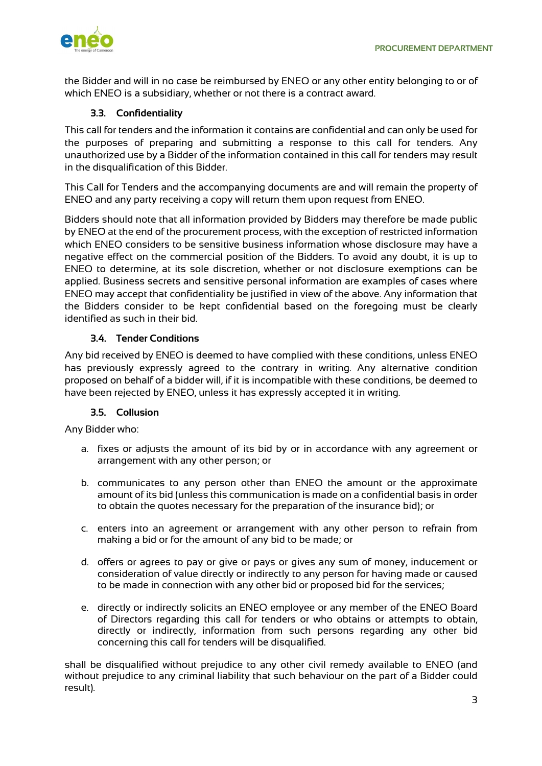the Bidder and will in no case be reimbursed by ENEO or any other entity belonging to or of which ENEO is a subsidiary, whether or not there is a contract award.

### 3.3. Confidentiality

This call for tenders and the information it contains are confidential and can only be used for the purposes of preparing and submitting a response to this call for tenders. Any unauthorized use by a Bidder of the information contained in this call for tenders may result in the disqualification of this Bidder.

This Call for Tenders and the accompanying documents are and will remain the property of ENEO and any party receiving a copy will return them upon request from ENEO.

Bidders should note that all information provided by Bidders may therefore be made public by ENEO at the end of the procurement process, with the exception of restricted information which ENEO considers to be sensitive business information whose disclosure may have a negative effect on the commercial position of the Bidders. To avoid any doubt, it is up to ENEO to determine, at its sole discretion, whether or not disclosure exemptions can be applied. Business secrets and sensitive personal information are examples of cases where ENEO may accept that confidentiality be justified in view of the above. Any information that the Bidders consider to be kept confidential based on the foregoing must be clearly identified as such in their bid.

### 3.4. Tender Conditions

Any bid received by ENEO is deemed to have complied with these conditions, unless ENEO has previously expressly agreed to the contrary in writing. Any alternative condition proposed on behalf of a bidder will, if it is incompatible with these conditions, be deemed to have been rejected by ENEO, unless it has expressly accepted it in writing.

### 3.5. Collusion

Any Bidder who:

a. fixes or adjusts the amount of its bid by or in accordance with any agreement or arrangement with any other person; or

b. communicates to any person other than ENEO the amount or the approximate amount of its bid (unless this communication is made on a confidential basis in order to obtain the quotes necessary for the preparation of the insurance bid); or

c. enters into an agreement or arrangement with any other person to refrain from making a bid or for the amount of any bid to be made; or

d. offers or agrees to pay or give or pays or gives any sum of money, inducement or consideration of value directly or indirectly to any person for having made or caused to be made in connection with any other bid or proposed bid for the services;

e. directly or indirectly solicits an ENEO employee or any member of the ENEO Board of Directors regarding this call for tenders or who obtains or attempts to obtain, directly or indirectly, information from such persons regarding any other bid concerning this call for tenders will be disqualified.

shall be disqualified without prejudice to any other civil remedy available to ENEO (and without prejudice to any criminal liability that such behaviour on the part of a Bidder could result).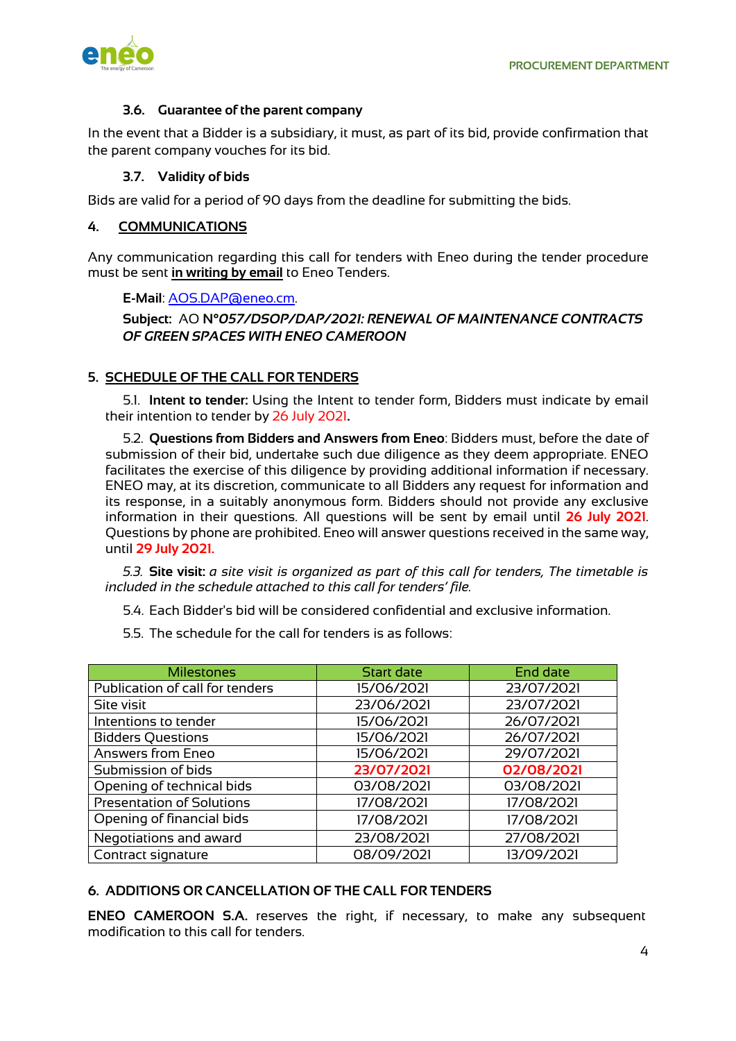### 3.6. Guarantee of the parent company

In the event that a Bidder is a subsidiary, it must, as part of its bid, provide confirmation that the parent company vouches for its bid.

### 3.7. Validity of bids

Bids are valid for a period of 90 days from the deadline for submitting the bids.

## 4. COMMUNICATIONS

Any communication regarding this call for tenders with Eneo during the tender procedure must be sent **in writing by email** to Eneo Tenders.

**E-Mail**: AOS.DAP@eneo.cm.

**Subject:** AO **N°*057/DSOP/DAP/2021: RENEWAL OF MAINTENANCE CONTRACTS OF GREEN SPACES WITH ENEO CAMEROON***

## 5. SCHEDULE OF THE CALL FOR TENDERS

5.1. **Intent to tender:** Using the Intent to tender form, Bidders must indicate by email their intention to tender by 26 July 2021**.**

5.2. **Questions from Bidders and Answers from Eneo**: Bidders must, before the date of submission of their bid, undertake such due diligence as they deem appropriate. ENEO facilitates the exercise of this diligence by providing additional information if necessary. ENEO may, at its discretion, communicate to all Bidders any request for information and its response, in a suitably anonymous form. Bidders should not provide any exclusive information in their questions. All questions will be sent by email until **26 July 2021**. Questions by phone are prohibited. Eneo will answer questions received in the same way, until **29 July 2021.**

*5.3.* **Site visit:** *a site visit is organized as part of this call for tenders, The timetable is included in the schedule attached to this call for tenders' file.*

5.4. Each Bidder's bid will be considered confidential and exclusive information.

5.5. The schedule for the call for tenders is as follows:

| Milestones | Start date | End date |
|---|---|---|
| Publication of call for tenders | 15/06/2021 | 23/07/2021 |
| Site visit | 23/06/2021 | 23/07/2021 |
| Intentions to tender | 15/06/2021 | 26/07/2021 |
| Bidders Questions | 15/06/2021 | 26/07/2021 |
| Answers from Eneo | 15/06/2021 | 29/07/2021 |
| Submission of bids | **23/07/2021** | **02/08/2021** |
| Opening of technical bids | 03/08/2021 | 03/08/2021 |
| Presentation of Solutions | 17/08/2021 | 17/08/2021 |
| Opening of financial bids | 17/08/2021 | 17/08/2021 |
| Negotiations and award | 23/08/2021 | 27/08/2021 |
| Contract signature | 08/09/2021 | 13/09/2021 |

## 6. ADDITIONS OR CANCELLATION OF THE CALL FOR TENDERS

**ENEO CAMEROON S.A.** reserves the right, if necessary, to make any subsequent modification to this call for tenders.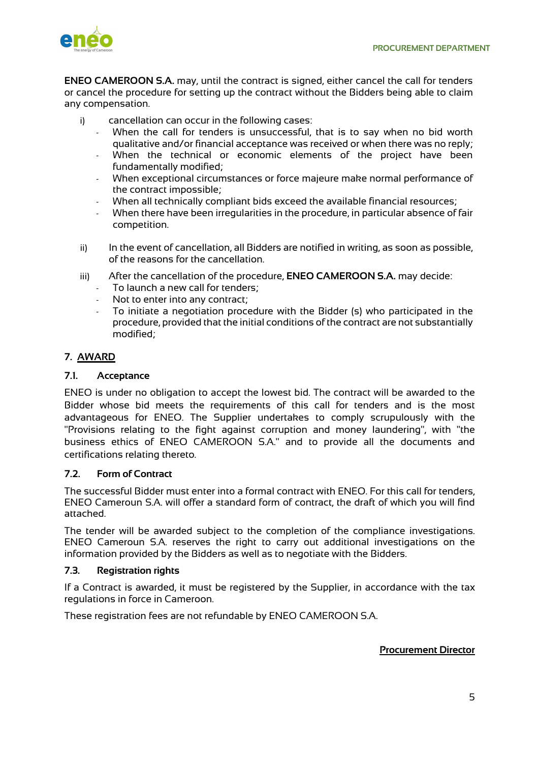**ENEO CAMEROON S.A.** may, until the contract is signed, either cancel the call for tenders or cancel the procedure for setting up the contract without the Bidders being able to claim any compensation.

i) cancellation can occur in the following cases:
   - When the call for tenders is unsuccessful, that is to say when no bid worth qualitative and/or financial acceptance was received or when there was no reply;
   - When the technical or economic elements of the project have been fundamentally modified;
   - When exceptional circumstances or force majeure make normal performance of the contract impossible;
   - When all technically compliant bids exceed the available financial resources;
   - When there have been irregularities in the procedure, in particular absence of fair competition.

ii) In the event of cancellation, all Bidders are notified in writing, as soon as possible, of the reasons for the cancellation.

iii) After the cancellation of the procedure, **ENEO CAMEROON S.A.** may decide:
   - To launch a new call for tenders;
   - Not to enter into any contract;
   - To initiate a negotiation procedure with the Bidder (s) who participated in the procedure, provided that the initial conditions of the contract are not substantially modified;

## 7. <u>AWARD</u>

### 7.1. Acceptance

ENEO is under no obligation to accept the lowest bid. The contract will be awarded to the Bidder whose bid meets the requirements of this call for tenders and is the most advantageous for ENEO. The Supplier undertakes to comply scrupulously with the "Provisions relating to the fight against corruption and money laundering", with "the business ethics of ENEO CAMEROON S.A." and to provide all the documents and certifications relating thereto.

### 7.2. Form of Contract

The successful Bidder must enter into a formal contract with ENEO. For this call for tenders, ENEO Cameroun S.A. will offer a standard form of contract, the draft of which you will find attached.

The tender will be awarded subject to the completion of the compliance investigations. ENEO Cameroun S.A. reserves the right to carry out additional investigations on the information provided by the Bidders as well as to negotiate with the Bidders.

### 7.3. Registration rights

If a Contract is awarded, it must be registered by the Supplier, in accordance with the tax regulations in force in Cameroon.

These registration fees are not refundable by ENEO CAMEROON S.A.

**<u>Procurement Director</u>**